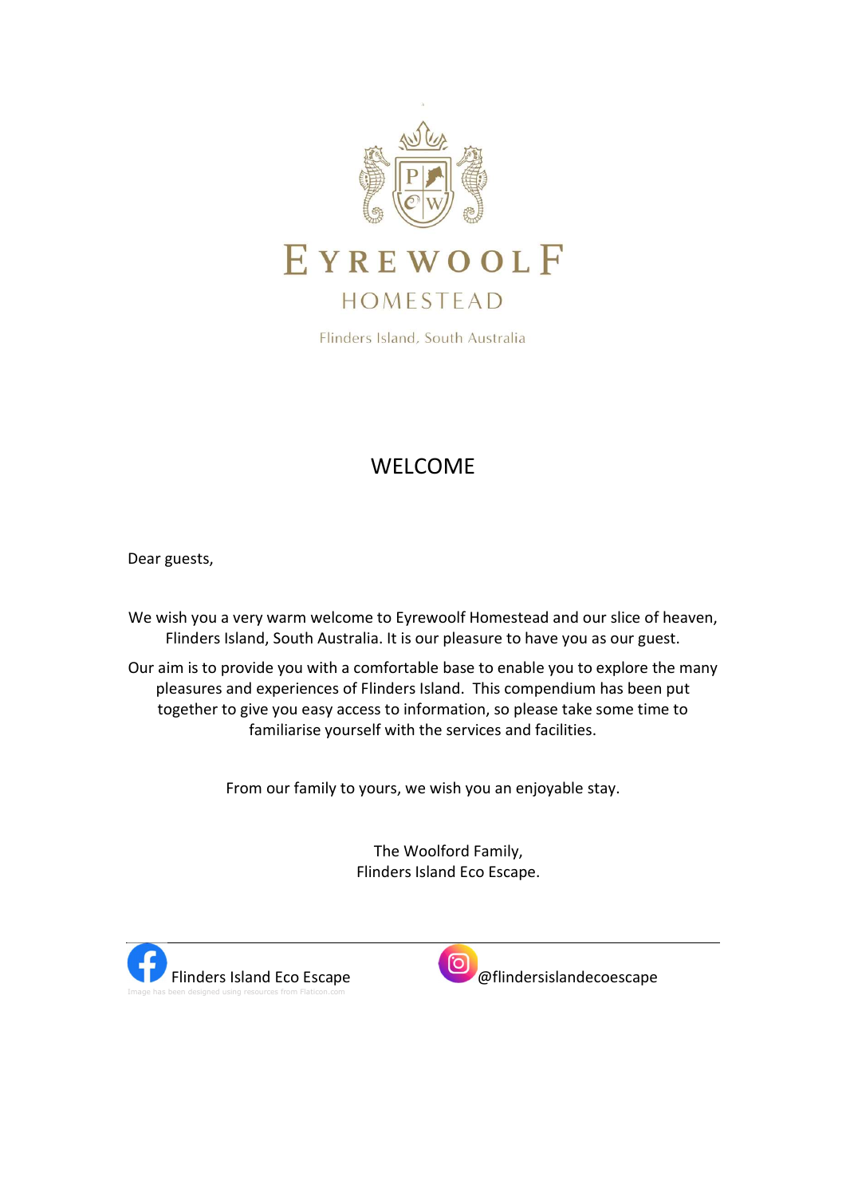# EYREWOOLF
## HOMESTEAD

Flinders Island, South Australia

## WELCOME

Dear guests,

We wish you a very warm welcome to Eyrewoolf Homestead and our slice of heaven, Flinders Island, South Australia. It is our pleasure to have you as our guest.

Our aim is to provide you with a comfortable base to enable you to explore the many pleasures and experiences of Flinders Island. This compendium has been put together to give you easy access to information, so please take some time to familiarise yourself with the services and facilities.

From our family to yours, we wish you an enjoyable stay.

The Woolford Family,
Flinders Island Eco Escape.

---

Flinders Island Eco Escape

Image has been designed using resources from Flaticon.com

@flindersislandecoescape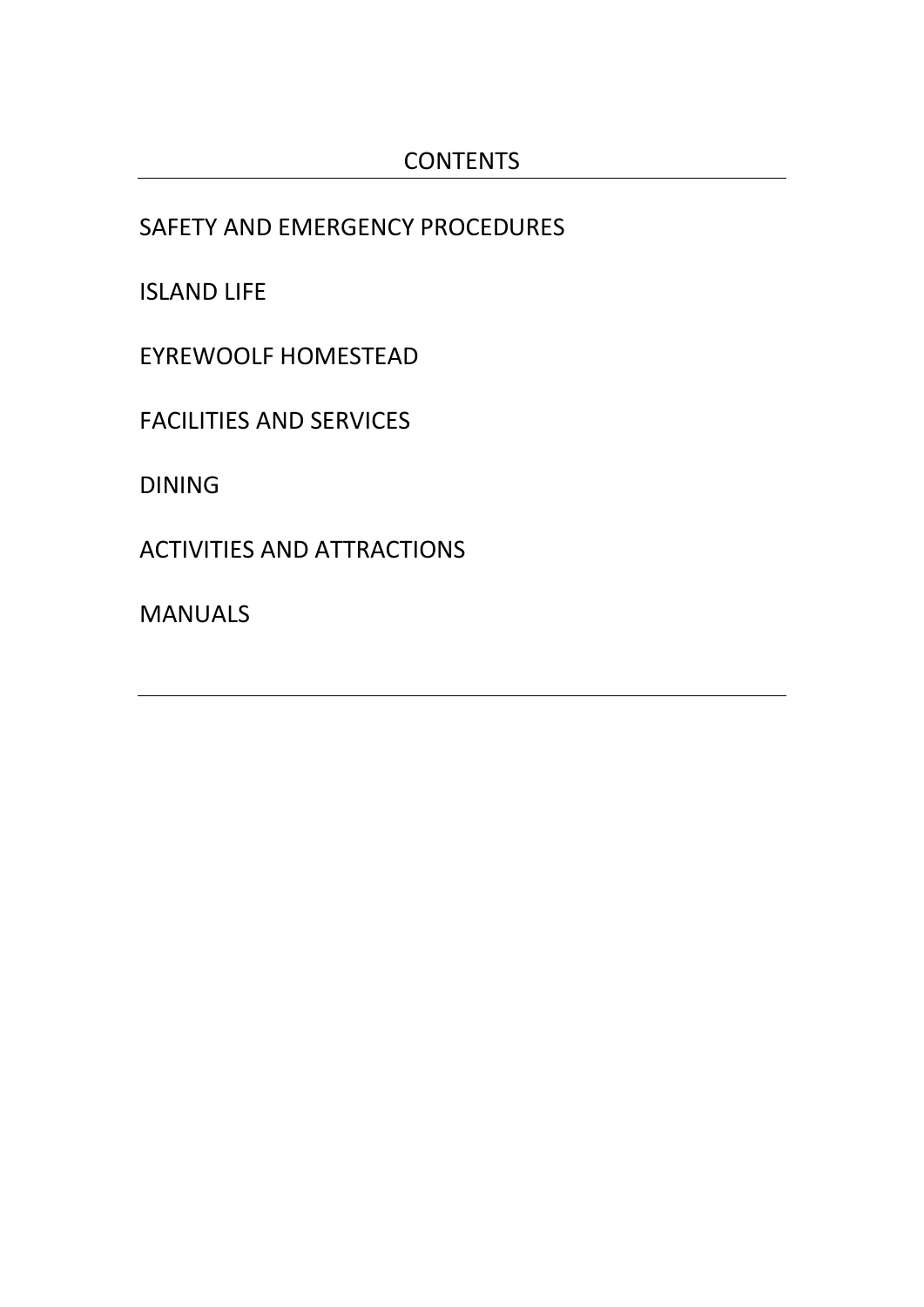# CONTENTS

SAFETY AND EMERGENCY PROCEDURES

ISLAND LIFE

EYREWOOLF HOMESTEAD

FACILITIES AND SERVICES

DINING

ACTIVITIES AND ATTRACTIONS

MANUALS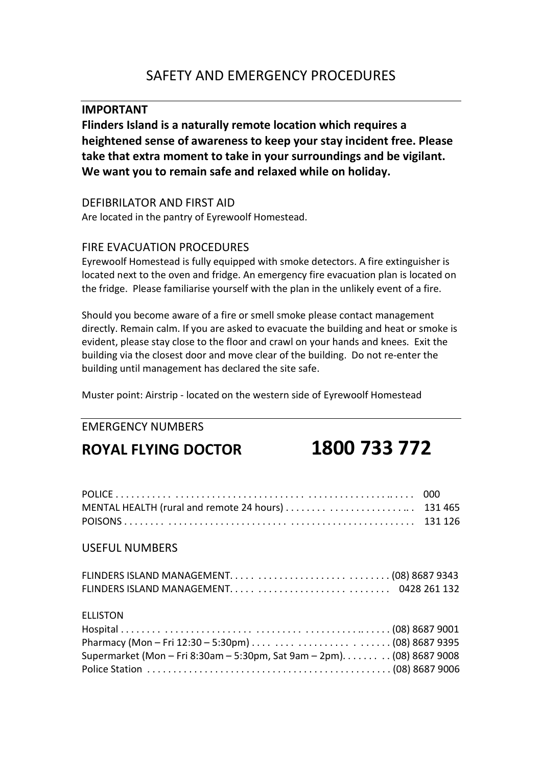# SAFETY AND EMERGENCY PROCEDURES

**IMPORTANT**

**Flinders Island is a naturally remote location which requires a heightened sense of awareness to keep your stay incident free. Please take that extra moment to take in your surroundings and be vigilant. We want you to remain safe and relaxed while on holiday.**

## DEFIBRILATOR AND FIRST AID

Are located in the pantry of Eyrewoolf Homestead.

## FIRE EVACUATION PROCEDURES

Eyrewoolf Homestead is fully equipped with smoke detectors. A fire extinguisher is located next to the oven and fridge. An emergency fire evacuation plan is located on the fridge. Please familiarise yourself with the plan in the unlikely event of a fire.

Should you become aware of a fire or smell smoke please contact management directly. Remain calm. If you are asked to evacuate the building and heat or smoke is evident, please stay close to the floor and crawl on your hands and knees. Exit the building via the closest door and move clear of the building. Do not re-enter the building until management has declared the site safe.

Muster point: Airstrip - located on the western side of Eyrewoolf Homestead

## EMERGENCY NUMBERS

**ROYAL FLYING DOCTOR 1800 733 772**

POLICE . . . . . . . . . . . . . . . . . . . . . . . . . . . . . . . . . . . . . . . . . . . . . . . . 000
MENTAL HEALTH (rural and remote 24 hours) . . . . . . . . . . . . . . . . . . . . . . . . 131 465
POISONS . . . . . . . . . . . . . . . . . . . . . . . . . . . . . . . . . . . . . . . . . . . . . . . 131 126

## USEFUL NUMBERS

FLINDERS ISLAND MANAGEMENT. . . . . . . . . . . . . . . . . . . . . . . . . . . . (08) 8687 9343
FLINDERS ISLAND MANAGEMENT. . . . . . . . . . . . . . . . . . . . . . . . . . . . 0428 261 132

ELLISTON

Hospital . . . . . . . . . . . . . . . . . . . . . . . . . . . . . . . . . . . . . . . . . . . . . (08) 8687 9001
Pharmacy (Mon – Fri 12:30 – 5:30pm) . . . . . . . . . . . . . . . . . . . . . . . . . (08) 8687 9395
Supermarket (Mon – Fri 8:30am – 5:30pm, Sat 9am – 2pm). . . . . . . . . (08) 8687 9008
Police Station . . . . . . . . . . . . . . . . . . . . . . . . . . . . . . . . . . . . . . . . . (08) 8687 9006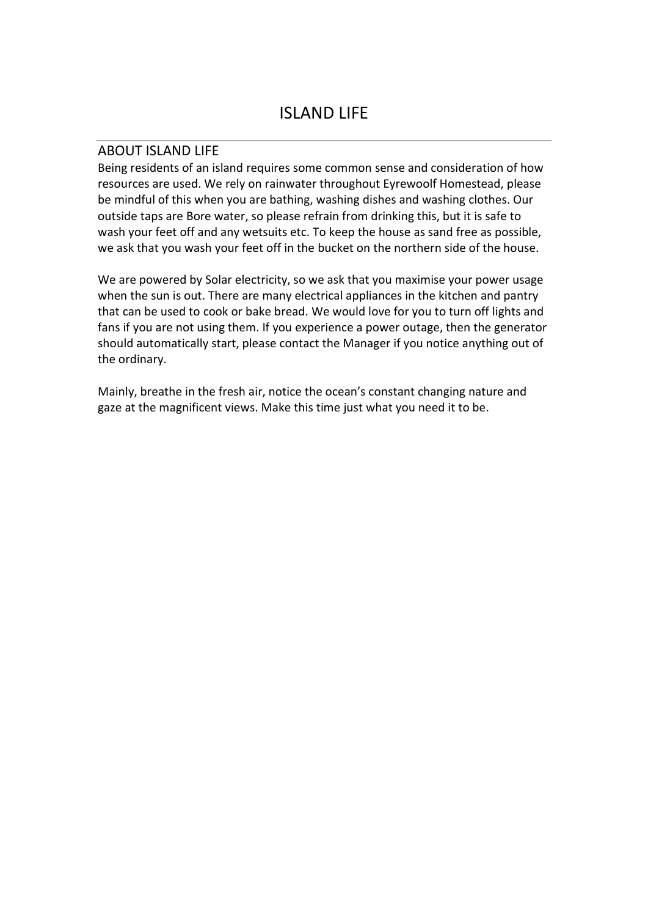# ISLAND LIFE

## ABOUT ISLAND LIFE

Being residents of an island requires some common sense and consideration of how resources are used. We rely on rainwater throughout Eyrewoolf Homestead, please be mindful of this when you are bathing, washing dishes and washing clothes. Our outside taps are Bore water, so please refrain from drinking this, but it is safe to wash your feet off and any wetsuits etc. To keep the house as sand free as possible, we ask that you wash your feet off in the bucket on the northern side of the house.

We are powered by Solar electricity, so we ask that you maximise your power usage when the sun is out. There are many electrical appliances in the kitchen and pantry that can be used to cook or bake bread. We would love for you to turn off lights and fans if you are not using them. If you experience a power outage, then the generator should automatically start, please contact the Manager if you notice anything out of the ordinary.

Mainly, breathe in the fresh air, notice the ocean's constant changing nature and gaze at the magnificent views. Make this time just what you need it to be.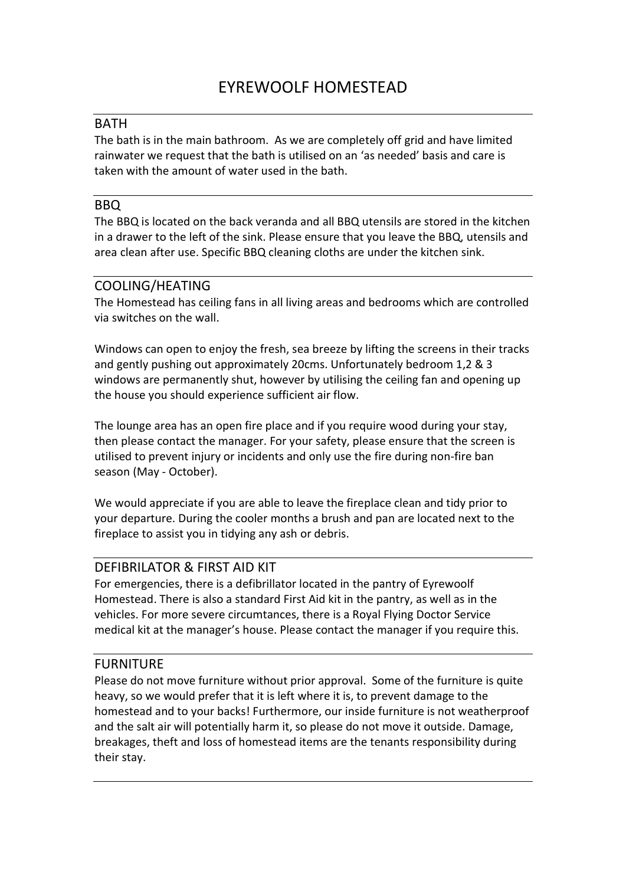# EYREWOOLF HOMESTEAD

## BATH

The bath is in the main bathroom. As we are completely off grid and have limited rainwater we request that the bath is utilised on an 'as needed' basis and care is taken with the amount of water used in the bath.

## BBQ

The BBQ is located on the back veranda and all BBQ utensils are stored in the kitchen in a drawer to the left of the sink. Please ensure that you leave the BBQ, utensils and area clean after use. Specific BBQ cleaning cloths are under the kitchen sink.

## COOLING/HEATING

The Homestead has ceiling fans in all living areas and bedrooms which are controlled via switches on the wall.

Windows can open to enjoy the fresh, sea breeze by lifting the screens in their tracks and gently pushing out approximately 20cms. Unfortunately bedroom 1,2 & 3 windows are permanently shut, however by utilising the ceiling fan and opening up the house you should experience sufficient air flow.

The lounge area has an open fire place and if you require wood during your stay, then please contact the manager. For your safety, please ensure that the screen is utilised to prevent injury or incidents and only use the fire during non-fire ban season (May - October).

We would appreciate if you are able to leave the fireplace clean and tidy prior to your departure. During the cooler months a brush and pan are located next to the fireplace to assist you in tidying any ash or debris.

## DEFIBRILATOR & FIRST AID KIT

For emergencies, there is a defibrillator located in the pantry of Eyrewoolf Homestead. There is also a standard First Aid kit in the pantry, as well as in the vehicles. For more severe circumtances, there is a Royal Flying Doctor Service medical kit at the manager's house. Please contact the manager if you require this.

## FURNITURE

Please do not move furniture without prior approval. Some of the furniture is quite heavy, so we would prefer that it is left where it is, to prevent damage to the homestead and to your backs! Furthermore, our inside furniture is not weatherproof and the salt air will potentially harm it, so please do not move it outside. Damage, breakages, theft and loss of homestead items are the tenants responsibility during their stay.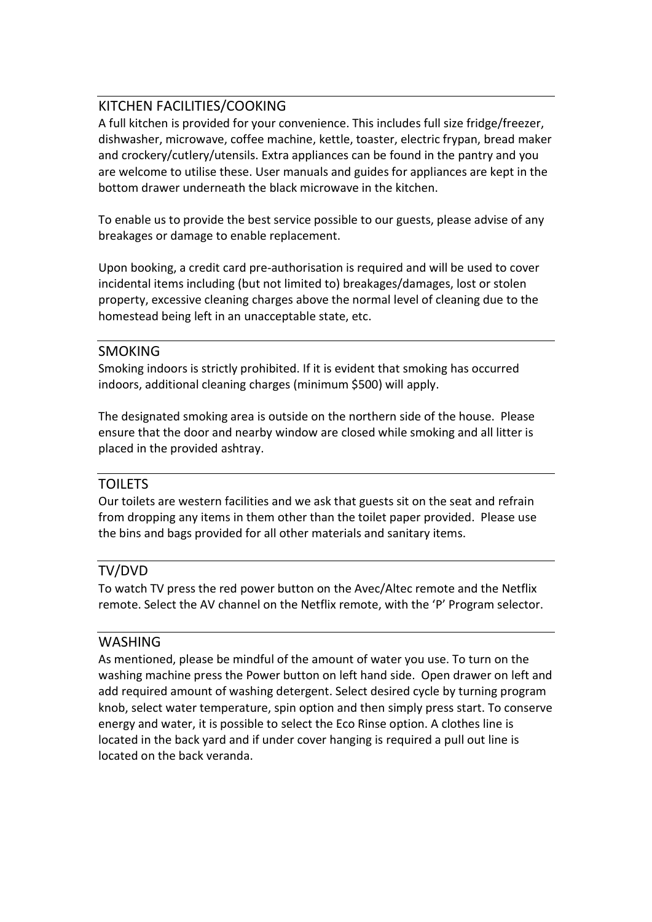## KITCHEN FACILITIES/COOKING

A full kitchen is provided for your convenience. This includes full size fridge/freezer, dishwasher, microwave, coffee machine, kettle, toaster, electric frypan, bread maker and crockery/cutlery/utensils. Extra appliances can be found in the pantry and you are welcome to utilise these. User manuals and guides for appliances are kept in the bottom drawer underneath the black microwave in the kitchen.

To enable us to provide the best service possible to our guests, please advise of any breakages or damage to enable replacement.

Upon booking, a credit card pre-authorisation is required and will be used to cover incidental items including (but not limited to) breakages/damages, lost or stolen property, excessive cleaning charges above the normal level of cleaning due to the homestead being left in an unacceptable state, etc.

## SMOKING

Smoking indoors is strictly prohibited. If it is evident that smoking has occurred indoors, additional cleaning charges (minimum $500) will apply.

The designated smoking area is outside on the northern side of the house. Please ensure that the door and nearby window are closed while smoking and all litter is placed in the provided ashtray.

## TOILETS

Our toilets are western facilities and we ask that guests sit on the seat and refrain from dropping any items in them other than the toilet paper provided. Please use the bins and bags provided for all other materials and sanitary items.

## TV/DVD

To watch TV press the red power button on the Avec/Altec remote and the Netflix remote. Select the AV channel on the Netflix remote, with the 'P' Program selector.

## WASHING

As mentioned, please be mindful of the amount of water you use. To turn on the washing machine press the Power button on left hand side. Open drawer on left and add required amount of washing detergent. Select desired cycle by turning program knob, select water temperature, spin option and then simply press start. To conserve energy and water, it is possible to select the Eco Rinse option. A clothes line is located in the back yard and if under cover hanging is required a pull out line is located on the back veranda.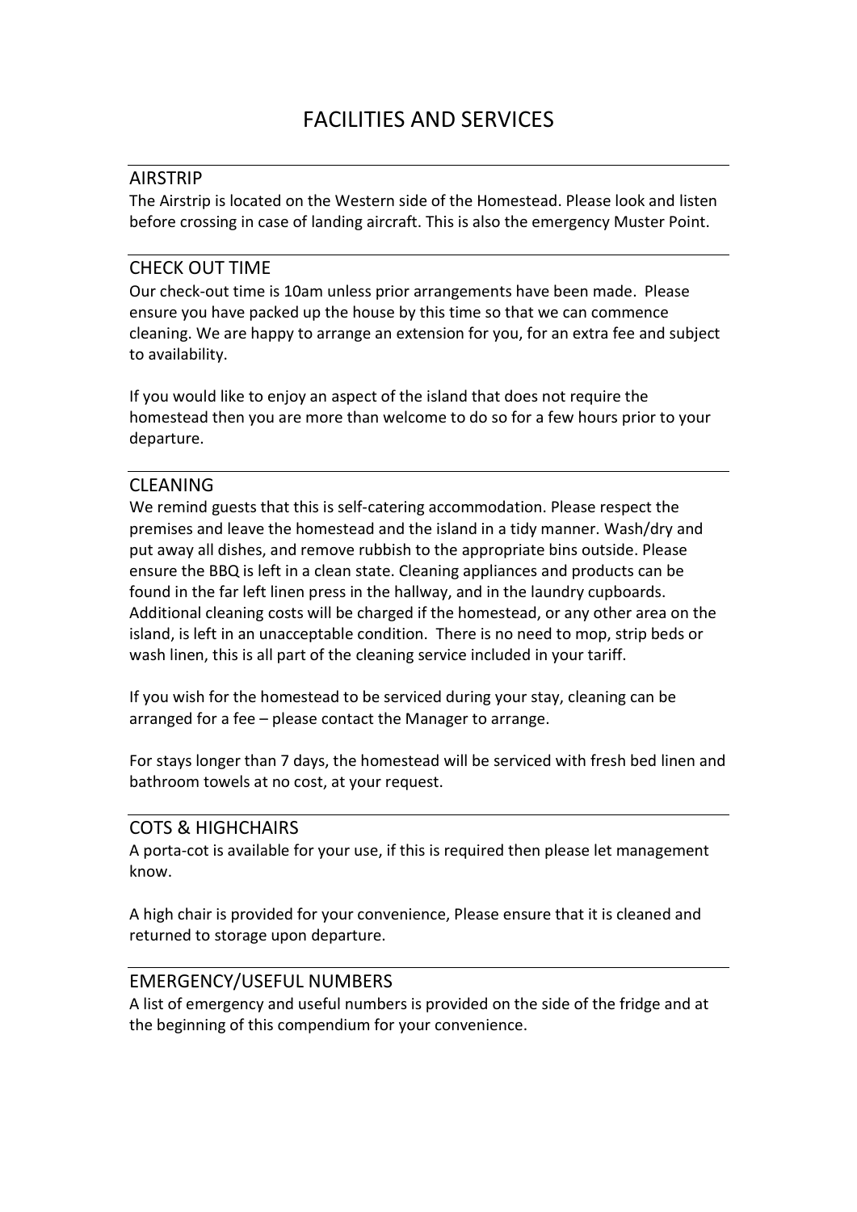# FACILITIES AND SERVICES

## AIRSTRIP

The Airstrip is located on the Western side of the Homestead. Please look and listen before crossing in case of landing aircraft. This is also the emergency Muster Point.

## CHECK OUT TIME

Our check-out time is 10am unless prior arrangements have been made. Please ensure you have packed up the house by this time so that we can commence cleaning. We are happy to arrange an extension for you, for an extra fee and subject to availability.

If you would like to enjoy an aspect of the island that does not require the homestead then you are more than welcome to do so for a few hours prior to your departure.

## CLEANING

We remind guests that this is self-catering accommodation. Please respect the premises and leave the homestead and the island in a tidy manner. Wash/dry and put away all dishes, and remove rubbish to the appropriate bins outside. Please ensure the BBQ is left in a clean state. Cleaning appliances and products can be found in the far left linen press in the hallway, and in the laundry cupboards. Additional cleaning costs will be charged if the homestead, or any other area on the island, is left in an unacceptable condition. There is no need to mop, strip beds or wash linen, this is all part of the cleaning service included in your tariff.

If you wish for the homestead to be serviced during your stay, cleaning can be arranged for a fee – please contact the Manager to arrange.

For stays longer than 7 days, the homestead will be serviced with fresh bed linen and bathroom towels at no cost, at your request.

## COTS & HIGHCHAIRS

A porta-cot is available for your use, if this is required then please let management know.

A high chair is provided for your convenience, Please ensure that it is cleaned and returned to storage upon departure.

## EMERGENCY/USEFUL NUMBERS

A list of emergency and useful numbers is provided on the side of the fridge and at the beginning of this compendium for your convenience.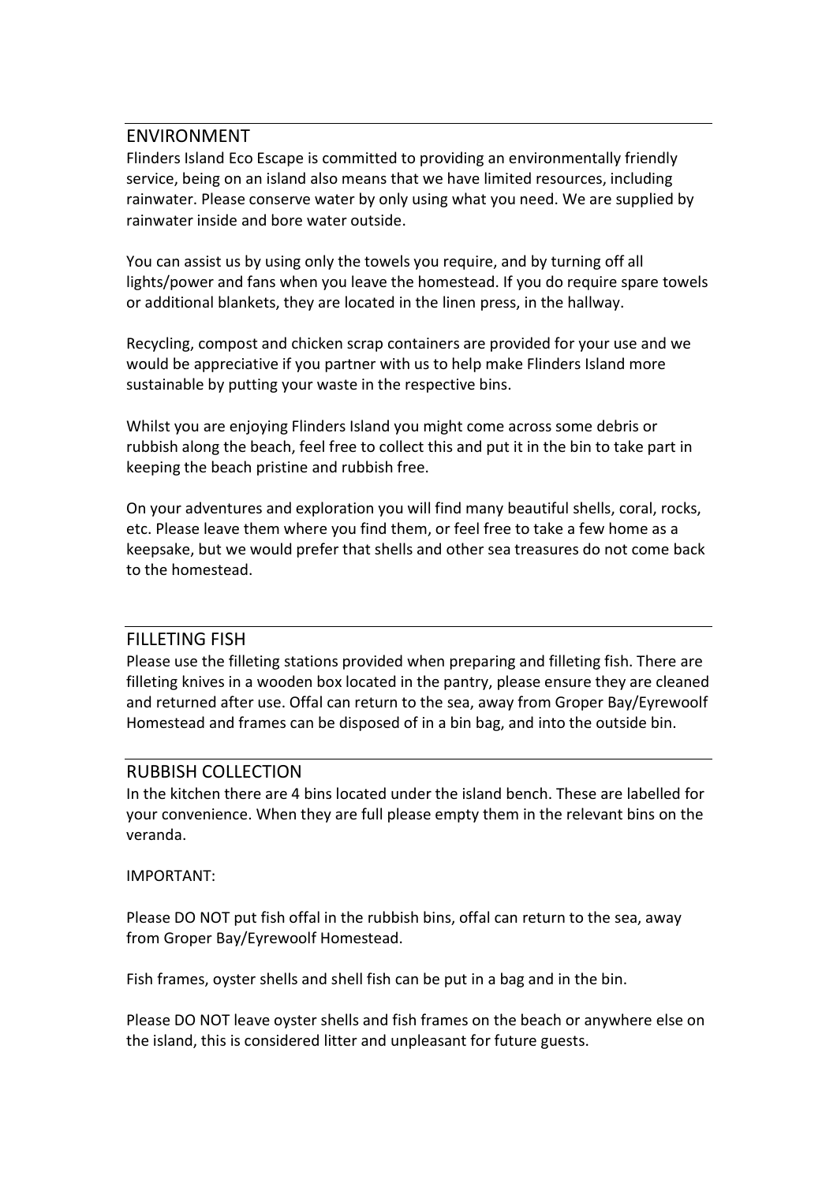## ENVIRONMENT

Flinders Island Eco Escape is committed to providing an environmentally friendly service, being on an island also means that we have limited resources, including rainwater. Please conserve water by only using what you need. We are supplied by rainwater inside and bore water outside.

You can assist us by using only the towels you require, and by turning off all lights/power and fans when you leave the homestead. If you do require spare towels or additional blankets, they are located in the linen press, in the hallway.

Recycling, compost and chicken scrap containers are provided for your use and we would be appreciative if you partner with us to help make Flinders Island more sustainable by putting your waste in the respective bins.

Whilst you are enjoying Flinders Island you might come across some debris or rubbish along the beach, feel free to collect this and put it in the bin to take part in keeping the beach pristine and rubbish free.

On your adventures and exploration you will find many beautiful shells, coral, rocks, etc. Please leave them where you find them, or feel free to take a few home as a keepsake, but we would prefer that shells and other sea treasures do not come back to the homestead.

## FILLETING FISH

Please use the filleting stations provided when preparing and filleting fish. There are filleting knives in a wooden box located in the pantry, please ensure they are cleaned and returned after use. Offal can return to the sea, away from Groper Bay/Eyrewoolf Homestead and frames can be disposed of in a bin bag, and into the outside bin.

## RUBBISH COLLECTION

In the kitchen there are 4 bins located under the island bench. These are labelled for your convenience. When they are full please empty them in the relevant bins on the veranda.

IMPORTANT:

Please DO NOT put fish offal in the rubbish bins, offal can return to the sea, away from Groper Bay/Eyrewoolf Homestead.

Fish frames, oyster shells and shell fish can be put in a bag and in the bin.

Please DO NOT leave oyster shells and fish frames on the beach or anywhere else on the island, this is considered litter and unpleasant for future guests.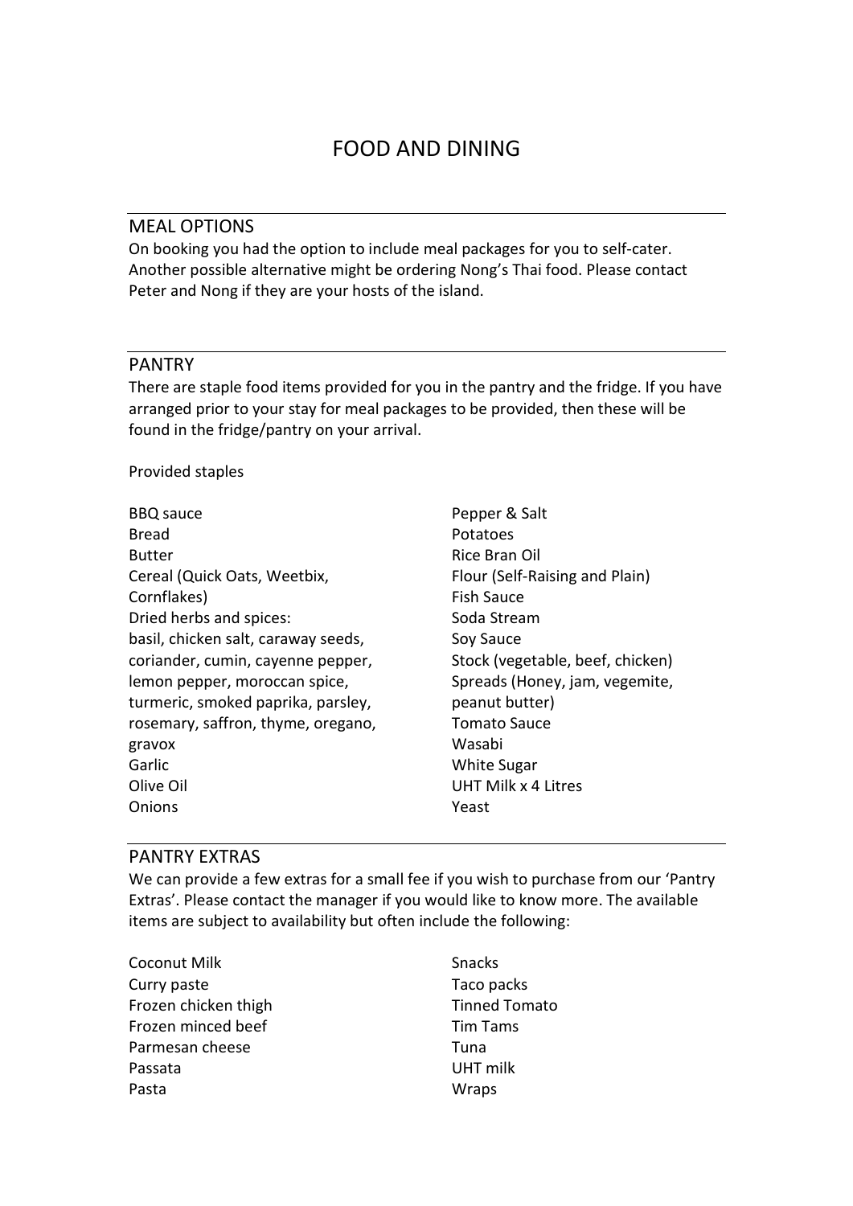# FOOD AND DINING

## MEAL OPTIONS

On booking you had the option to include meal packages for you to self-cater. Another possible alternative might be ordering Nong's Thai food. Please contact Peter and Nong if they are your hosts of the island.

## PANTRY

There are staple food items provided for you in the pantry and the fridge. If you have arranged prior to your stay for meal packages to be provided, then these will be found in the fridge/pantry on your arrival.

Provided staples

- BBQ sauce
- Bread
- Butter
- Cereal (Quick Oats, Weetbix, Cornflakes)
- Dried herbs and spices: basil, chicken salt, caraway seeds, coriander, cumin, cayenne pepper, lemon pepper, moroccan spice, turmeric, smoked paprika, parsley, rosemary, saffron, thyme, oregano, gravox
- Garlic
- Olive Oil
- Onions
- Pepper & Salt
- Potatoes
- Rice Bran Oil
- Flour (Self-Raising and Plain)
- Fish Sauce
- Soda Stream
- Soy Sauce
- Stock (vegetable, beef, chicken)
- Spreads (Honey, jam, vegemite, peanut butter)
- Tomato Sauce
- Wasabi
- White Sugar
- UHT Milk x 4 Litres
- Yeast

## PANTRY EXTRAS

We can provide a few extras for a small fee if you wish to purchase from our 'Pantry Extras'. Please contact the manager if you would like to know more. The available items are subject to availability but often include the following:

- Coconut Milk
- Curry paste
- Frozen chicken thigh
- Frozen minced beef
- Parmesan cheese
- Passata
- Pasta
- Snacks
- Taco packs
- Tinned Tomato
- Tim Tams
- Tuna
- UHT milk
- Wraps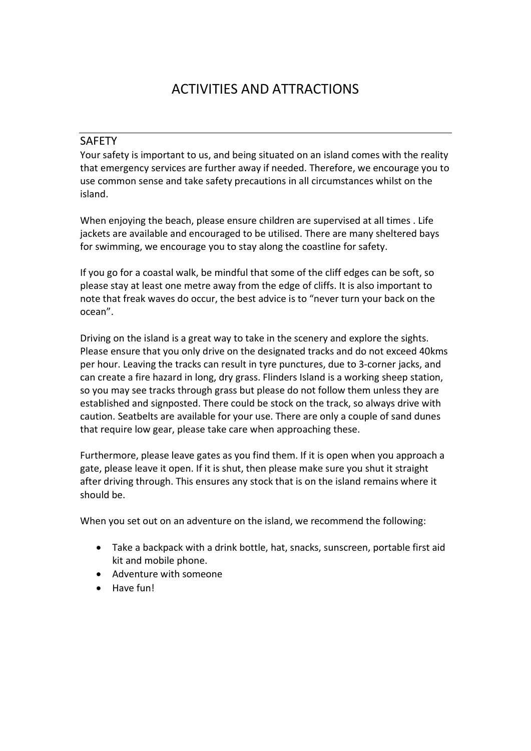# ACTIVITIES AND ATTRACTIONS

## SAFETY

Your safety is important to us, and being situated on an island comes with the reality that emergency services are further away if needed. Therefore, we encourage you to use common sense and take safety precautions in all circumstances whilst on the island.

When enjoying the beach, please ensure children are supervised at all times . Life jackets are available and encouraged to be utilised. There are many sheltered bays for swimming, we encourage you to stay along the coastline for safety.

If you go for a coastal walk, be mindful that some of the cliff edges can be soft, so please stay at least one metre away from the edge of cliffs. It is also important to note that freak waves do occur, the best advice is to "never turn your back on the ocean".

Driving on the island is a great way to take in the scenery and explore the sights. Please ensure that you only drive on the designated tracks and do not exceed 40kms per hour. Leaving the tracks can result in tyre punctures, due to 3-corner jacks, and can create a fire hazard in long, dry grass. Flinders Island is a working sheep station, so you may see tracks through grass but please do not follow them unless they are established and signposted. There could be stock on the track, so always drive with caution. Seatbelts are available for your use. There are only a couple of sand dunes that require low gear, please take care when approaching these.

Furthermore, please leave gates as you find them. If it is open when you approach a gate, please leave it open. If it is shut, then please make sure you shut it straight after driving through. This ensures any stock that is on the island remains where it should be.

When you set out on an adventure on the island, we recommend the following:

- Take a backpack with a drink bottle, hat, snacks, sunscreen, portable first aid kit and mobile phone.
- Adventure with someone
- Have fun!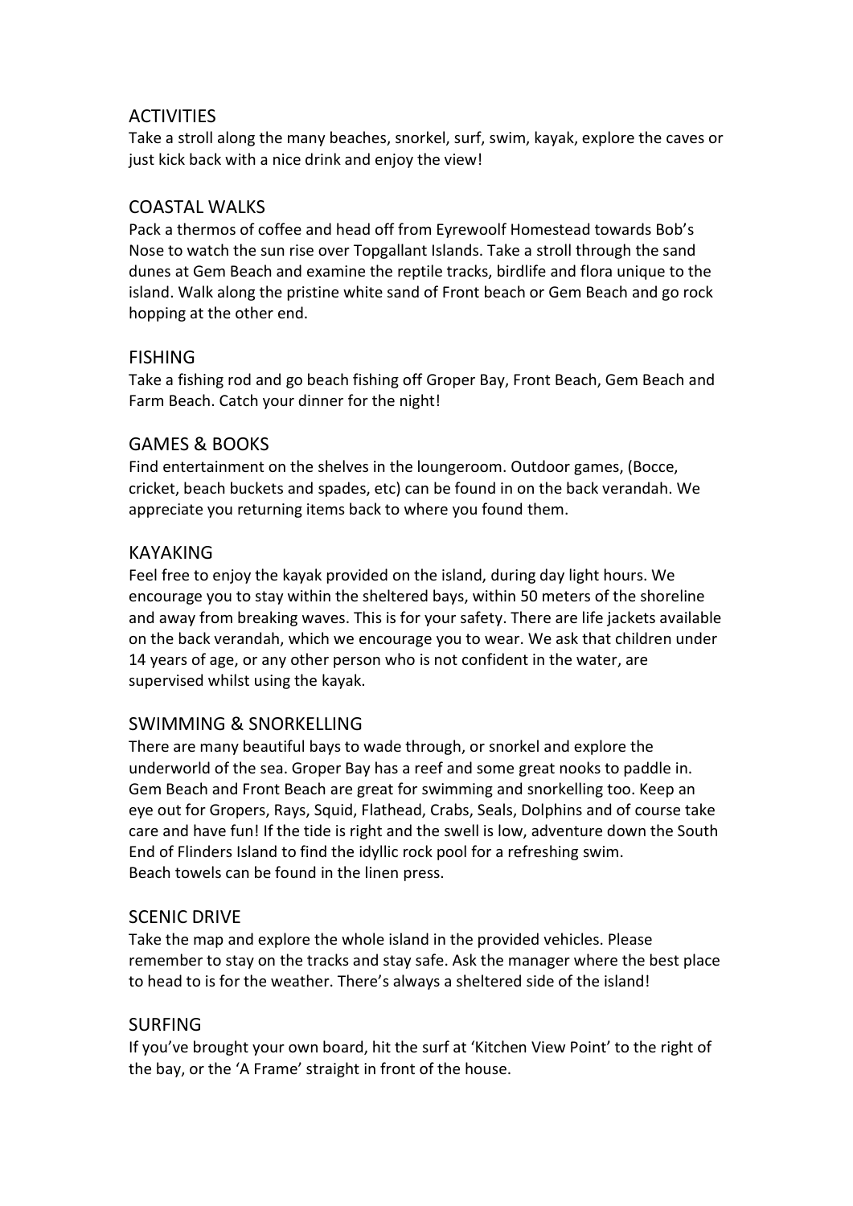## ACTIVITIES

Take a stroll along the many beaches, snorkel, surf, swim, kayak, explore the caves or just kick back with a nice drink and enjoy the view!

## COASTAL WALKS

Pack a thermos of coffee and head off from Eyrewoolf Homestead towards Bob's Nose to watch the sun rise over Topgallant Islands. Take a stroll through the sand dunes at Gem Beach and examine the reptile tracks, birdlife and flora unique to the island. Walk along the pristine white sand of Front beach or Gem Beach and go rock hopping at the other end.

## FISHING

Take a fishing rod and go beach fishing off Groper Bay, Front Beach, Gem Beach and Farm Beach. Catch your dinner for the night!

## GAMES & BOOKS

Find entertainment on the shelves in the loungeroom. Outdoor games, (Bocce, cricket, beach buckets and spades, etc) can be found in on the back verandah. We appreciate you returning items back to where you found them.

## KAYAKING

Feel free to enjoy the kayak provided on the island, during day light hours. We encourage you to stay within the sheltered bays, within 50 meters of the shoreline and away from breaking waves. This is for your safety. There are life jackets available on the back verandah, which we encourage you to wear. We ask that children under 14 years of age, or any other person who is not confident in the water, are supervised whilst using the kayak.

## SWIMMING & SNORKELLING

There are many beautiful bays to wade through, or snorkel and explore the underworld of the sea. Groper Bay has a reef and some great nooks to paddle in. Gem Beach and Front Beach are great for swimming and snorkelling too. Keep an eye out for Gropers, Rays, Squid, Flathead, Crabs, Seals, Dolphins and of course take care and have fun! If the tide is right and the swell is low, adventure down the South End of Flinders Island to find the idyllic rock pool for a refreshing swim.
Beach towels can be found in the linen press.

## SCENIC DRIVE

Take the map and explore the whole island in the provided vehicles. Please remember to stay on the tracks and stay safe. Ask the manager where the best place to head to is for the weather. There's always a sheltered side of the island!

## SURFING

If you've brought your own board, hit the surf at 'Kitchen View Point' to the right of the bay, or the 'A Frame' straight in front of the house.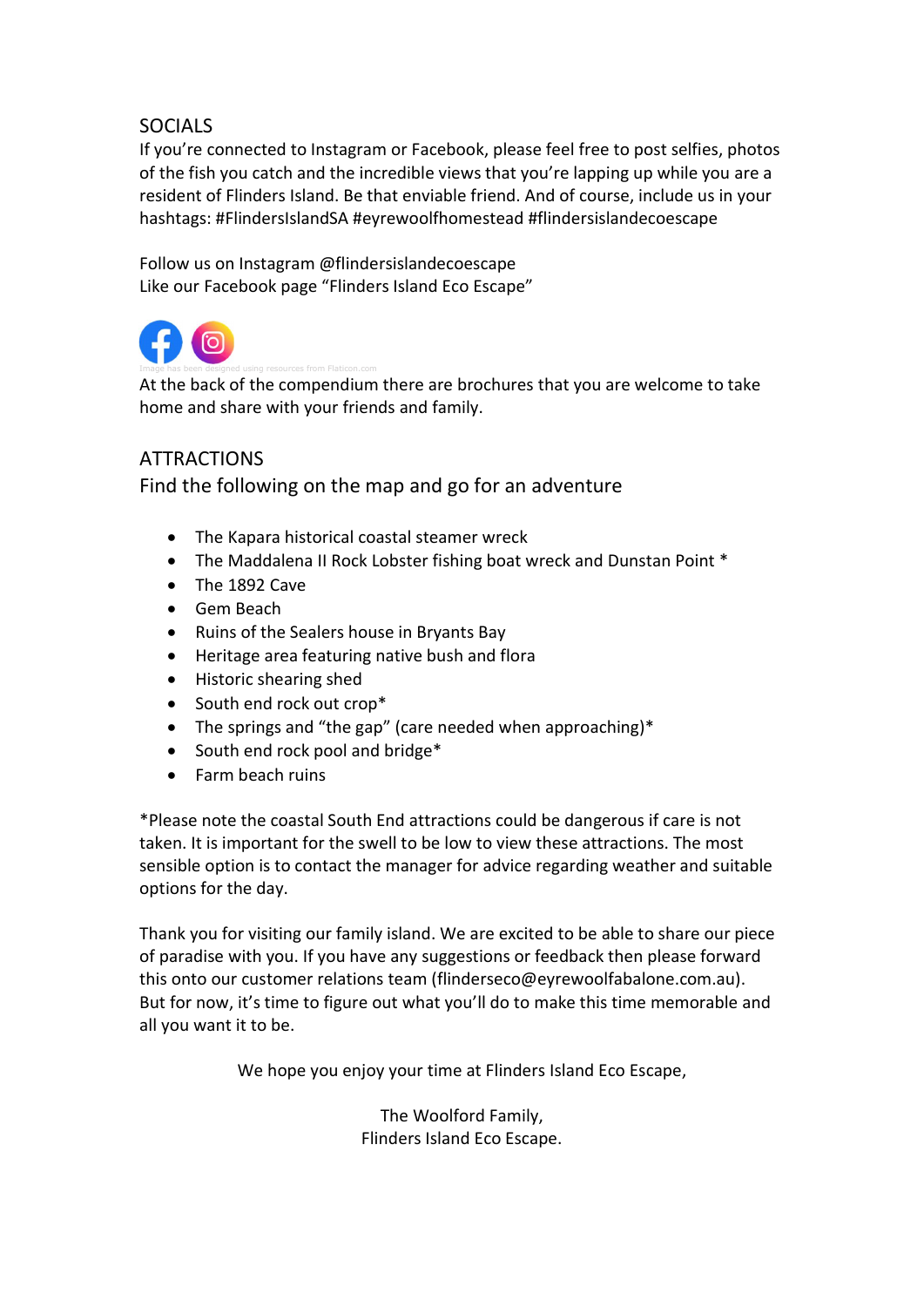## SOCIALS

If you're connected to Instagram or Facebook, please feel free to post selfies, photos of the fish you catch and the incredible views that you're lapping up while you are a resident of Flinders Island. Be that enviable friend. And of course, include us in your hashtags: #FlindersIslandSA #eyrewoolfhomestead #flindersislandecoescape

Follow us on Instagram @flindersislandecoescape
Like our Facebook page "Flinders Island Eco Escape"

Image has been designed using resources from Flaticon.com

At the back of the compendium there are brochures that you are welcome to take home and share with your friends and family.

## ATTRACTIONS

### Find the following on the map and go for an adventure

- The Kapara historical coastal steamer wreck
- The Maddalena II Rock Lobster fishing boat wreck and Dunstan Point *
- The 1892 Cave
- Gem Beach
- Ruins of the Sealers house in Bryants Bay
- Heritage area featuring native bush and flora
- Historic shearing shed
- South end rock out crop*
- The springs and "the gap" (care needed when approaching)*
- South end rock pool and bridge*
- Farm beach ruins

*Please note the coastal South End attractions could be dangerous if care is not taken. It is important for the swell to be low to view these attractions. The most sensible option is to contact the manager for advice regarding weather and suitable options for the day.

Thank you for visiting our family island. We are excited to be able to share our piece of paradise with you. If you have any suggestions or feedback then please forward this onto our customer relations team (flinderseco@eyrewoolfabalone.com.au). But for now, it's time to figure out what you'll do to make this time memorable and all you want it to be.

We hope you enjoy your time at Flinders Island Eco Escape,

The Woolford Family,
Flinders Island Eco Escape.